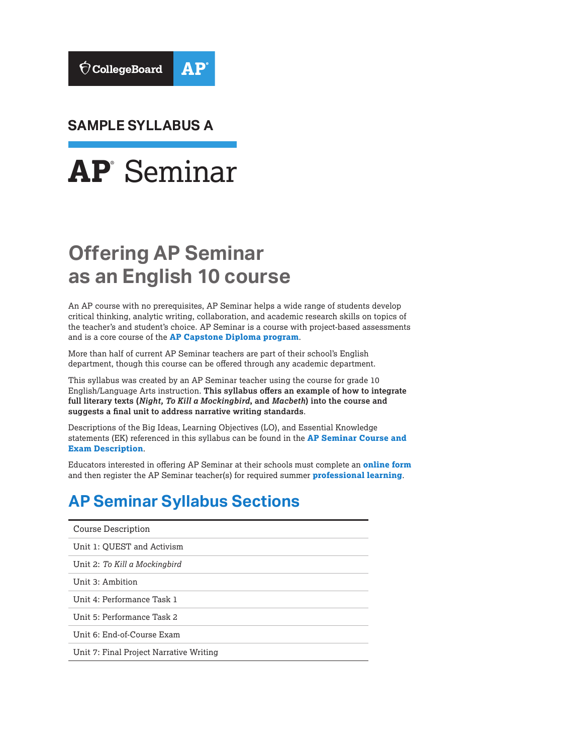CollegeBoard AP

## SAMPLE SYLLABUS A

# AP Seminar

## Offering AP Seminar as an English 10 course

An AP course with no prerequisites, AP Seminar helps a wide range of students develop critical thinking, analytic writing, collaboration, and academic research skills on topics of the teacher's and student's choice. AP Seminar is a course with project-based assessments and is a core course of the **AP Capstone Diploma program**.

More than half of current AP Seminar teachers are part of their school's English department, though this course can be offered through any academic department.

This syllabus was created by an AP Seminar teacher using the course for grade 10 English/Language Arts instruction. **This syllabus offers an example of how to integrate full literary texts (*Night, To Kill a Mockingbird*, and *Macbeth*) into the course and suggests a final unit to address narrative writing standards**.

Descriptions of the Big Ideas, Learning Objectives (LO), and Essential Knowledge statements (EK) referenced in this syllabus can be found in the **AP Seminar Course and Exam Description**.

Educators interested in offering AP Seminar at their schools must complete an **online form** and then register the AP Seminar teacher(s) for required summer **professional learning**.

## AP Seminar Syllabus Sections

| |
|---|
| Course Description |
| Unit 1: QUEST and Activism |
| Unit 2: *To Kill a Mockingbird* |
| Unit 3: Ambition |
| Unit 4: Performance Task 1 |
| Unit 5: Performance Task 2 |
| Unit 6: End-of-Course Exam |
| Unit 7: Final Project Narrative Writing |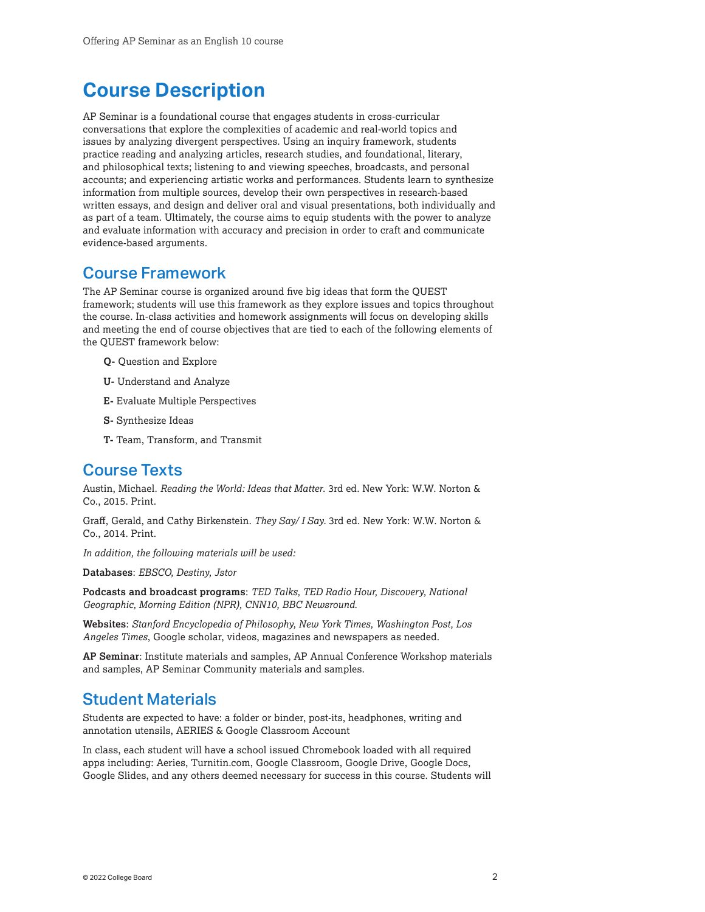# Course Description

AP Seminar is a foundational course that engages students in cross-curricular conversations that explore the complexities of academic and real-world topics and issues by analyzing divergent perspectives. Using an inquiry framework, students practice reading and analyzing articles, research studies, and foundational, literary, and philosophical texts; listening to and viewing speeches, broadcasts, and personal accounts; and experiencing artistic works and performances. Students learn to synthesize information from multiple sources, develop their own perspectives in research-based written essays, and design and deliver oral and visual presentations, both individually and as part of a team. Ultimately, the course aims to equip students with the power to analyze and evaluate information with accuracy and precision in order to craft and communicate evidence-based arguments.

## Course Framework

The AP Seminar course is organized around five big ideas that form the QUEST framework; students will use this framework as they explore issues and topics throughout the course. In-class activities and homework assignments will focus on developing skills and meeting the end of course objectives that are tied to each of the following elements of the QUEST framework below:

- **Q-** Question and Explore
- **U-** Understand and Analyze
- **E-** Evaluate Multiple Perspectives
- **S-** Synthesize Ideas
- **T-** Team, Transform, and Transmit

## Course Texts

Austin, Michael. *Reading the World: Ideas that Matter.* 3rd ed. New York: W.W. Norton & Co., 2015. Print.

Graff, Gerald, and Cathy Birkenstein. *They Say/ I Say.* 3rd ed. New York: W.W. Norton & Co., 2014. Print.

*In addition, the following materials will be used:*

**Databases**: *EBSCO, Destiny, Jstor*

**Podcasts and broadcast programs**: *TED Talks, TED Radio Hour, Discovery, National Geographic, Morning Edition (NPR), CNN10, BBC Newsround.*

**Websites**: *Stanford Encyclopedia of Philosophy, New York Times, Washington Post, Los Angeles Times*, Google scholar, videos, magazines and newspapers as needed.

**AP Seminar**: Institute materials and samples, AP Annual Conference Workshop materials and samples, AP Seminar Community materials and samples.

## Student Materials

Students are expected to have: a folder or binder, post-its, headphones, writing and annotation utensils, AERIES & Google Classroom Account

In class, each student will have a school issued Chromebook loaded with all required apps including: Aeries, Turnitin.com, Google Classroom, Google Drive, Google Docs, Google Slides, and any others deemed necessary for success in this course. Students will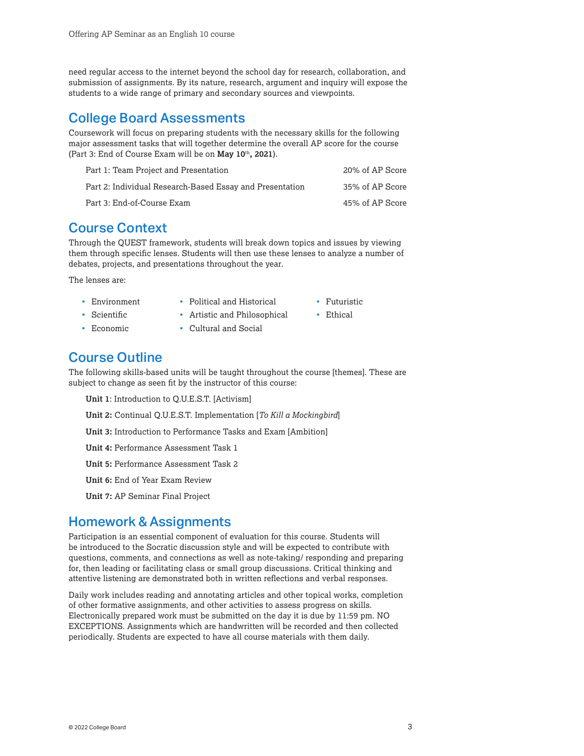need regular access to the internet beyond the school day for research, collaboration, and submission of assignments. By its nature, research, argument and inquiry will expose the students to a wide range of primary and secondary sources and viewpoints.

## College Board Assessments

Coursework will focus on preparing students with the necessary skills for the following major assessment tasks that will together determine the overall AP score for the course (Part 3: End of Course Exam will be on **May 10th, 2021**).

| | |
|---|---|
| Part 1: Team Project and Presentation | 20% of AP Score |
| Part 2: Individual Research-Based Essay and Presentation | 35% of AP Score |
| Part 3: End-of-Course Exam | 45% of AP Score |

## Course Context

Through the QUEST framework, students will break down topics and issues by viewing them through specific lenses. Students will then use these lenses to analyze a number of debates, projects, and presentations throughout the year.

The lenses are:

- Environment
- Scientific
- Economic
- Political and Historical
- Artistic and Philosophical
- Cultural and Social
- Futuristic
- Ethical

## Course Outline

The following skills-based units will be taught throughout the course [themes]. These are subject to change as seen fit by the instructor of this course:

**Unit 1**: Introduction to Q.U.E.S.T. [Activism]

**Unit 2:** Continual Q.U.E.S.T. Implementation [*To Kill a Mockingbird*]

**Unit 3:** Introduction to Performance Tasks and Exam [Ambition]

**Unit 4:** Performance Assessment Task 1

**Unit 5:** Performance Assessment Task 2

**Unit 6:** End of Year Exam Review

**Unit 7:** AP Seminar Final Project

## Homework & Assignments

Participation is an essential component of evaluation for this course. Students will be introduced to the Socratic discussion style and will be expected to contribute with questions, comments, and connections as well as note-taking/ responding and preparing for, then leading or facilitating class or small group discussions. Critical thinking and attentive listening are demonstrated both in written reflections and verbal responses.

Daily work includes reading and annotating articles and other topical works, completion of other formative assignments, and other activities to assess progress on skills. Electronically prepared work must be submitted on the day it is due by 11:59 pm. NO EXCEPTIONS. Assignments which are handwritten will be recorded and then collected periodically. Students are expected to have all course materials with them daily.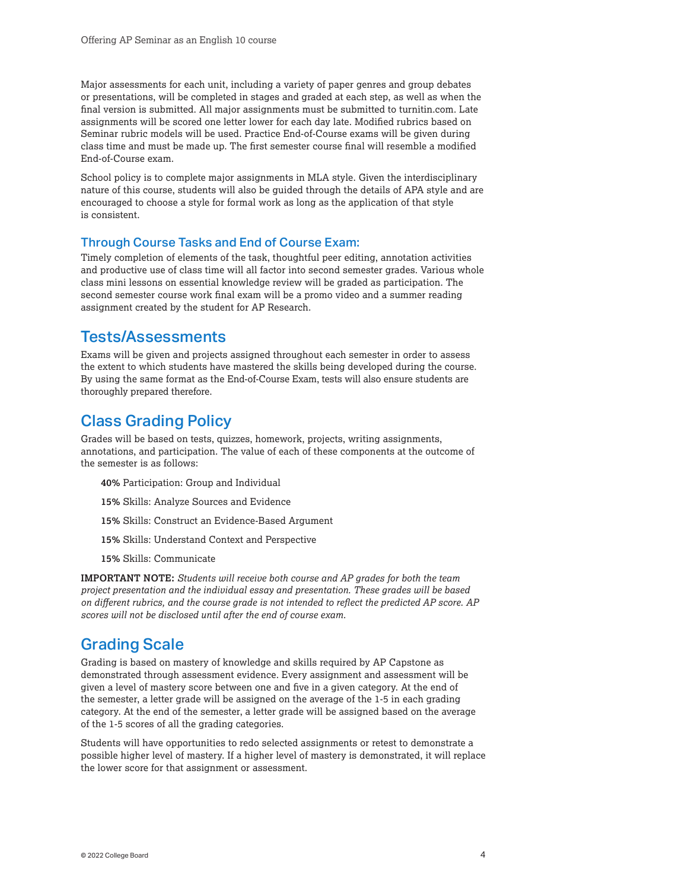Major assessments for each unit, including a variety of paper genres and group debates or presentations, will be completed in stages and graded at each step, as well as when the final version is submitted. All major assignments must be submitted to turnitin.com. Late assignments will be scored one letter lower for each day late. Modified rubrics based on Seminar rubric models will be used. Practice End-of-Course exams will be given during class time and must be made up. The first semester course final will resemble a modified End-of-Course exam.

School policy is to complete major assignments in MLA style. Given the interdisciplinary nature of this course, students will also be guided through the details of APA style and are encouraged to choose a style for formal work as long as the application of that style is consistent.

### Through Course Tasks and End of Course Exam:

Timely completion of elements of the task, thoughtful peer editing, annotation activities and productive use of class time will all factor into second semester grades. Various whole class mini lessons on essential knowledge review will be graded as participation. The second semester course work final exam will be a promo video and a summer reading assignment created by the student for AP Research.

## Tests/Assessments

Exams will be given and projects assigned throughout each semester in order to assess the extent to which students have mastered the skills being developed during the course. By using the same format as the End-of-Course Exam, tests will also ensure students are thoroughly prepared therefore.

## Class Grading Policy

Grades will be based on tests, quizzes, homework, projects, writing assignments, annotations, and participation. The value of each of these components at the outcome of the semester is as follows:

- **40%** Participation: Group and Individual
- **15%** Skills: Analyze Sources and Evidence
- **15%** Skills: Construct an Evidence-Based Argument
- **15%** Skills: Understand Context and Perspective
- **15%** Skills: Communicate

**IMPORTANT NOTE:** *Students will receive both course and AP grades for both the team project presentation and the individual essay and presentation. These grades will be based on different rubrics, and the course grade is not intended to reflect the predicted AP score. AP scores will not be disclosed until after the end of course exam.*

## Grading Scale

Grading is based on mastery of knowledge and skills required by AP Capstone as demonstrated through assessment evidence. Every assignment and assessment will be given a level of mastery score between one and five in a given category. At the end of the semester, a letter grade will be assigned on the average of the 1-5 in each grading category. At the end of the semester, a letter grade will be assigned based on the average of the 1-5 scores of all the grading categories.

Students will have opportunities to redo selected assignments or retest to demonstrate a possible higher level of mastery. If a higher level of mastery is demonstrated, it will replace the lower score for that assignment or assessment.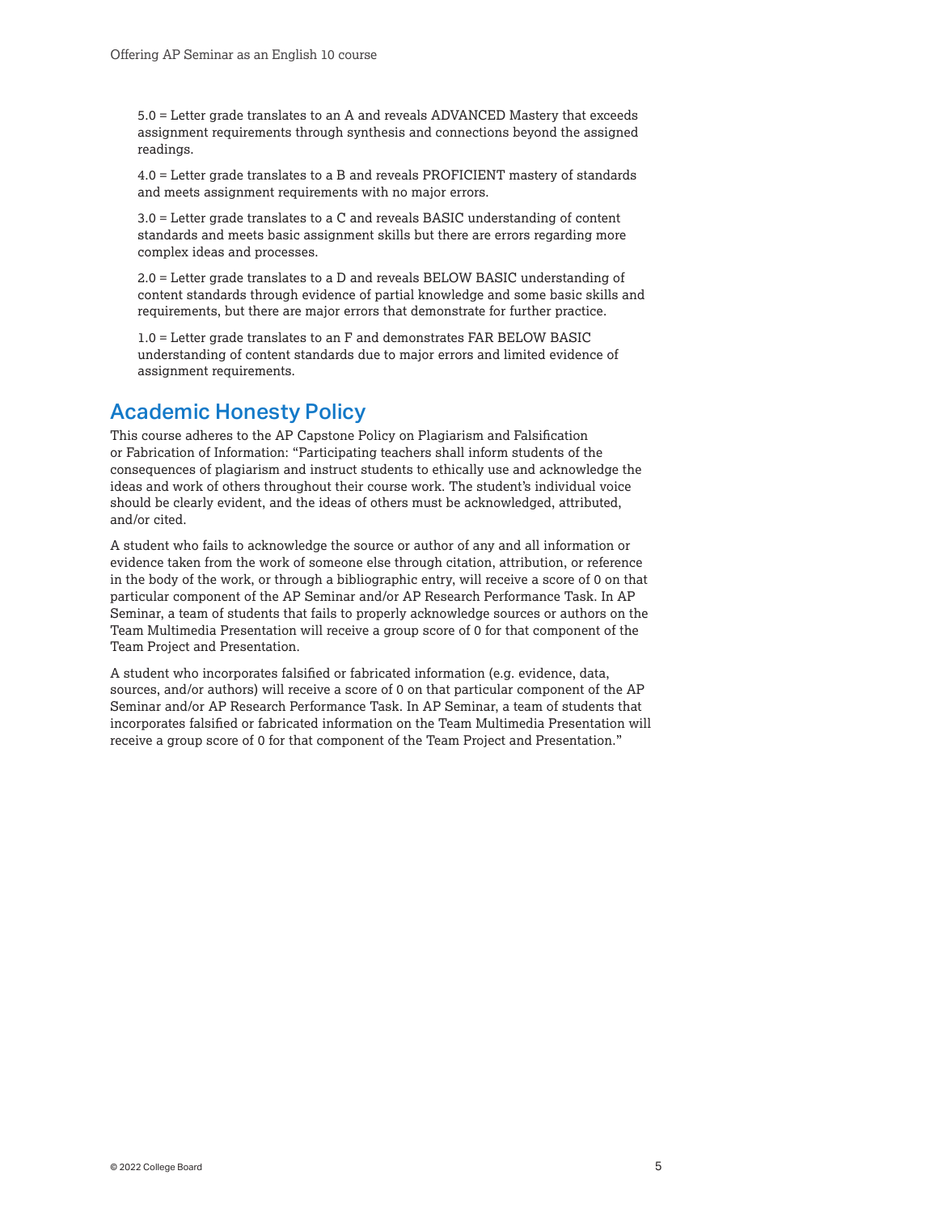5.0 = Letter grade translates to an A and reveals ADVANCED Mastery that exceeds assignment requirements through synthesis and connections beyond the assigned readings.

4.0 = Letter grade translates to a B and reveals PROFICIENT mastery of standards and meets assignment requirements with no major errors.

3.0 = Letter grade translates to a C and reveals BASIC understanding of content standards and meets basic assignment skills but there are errors regarding more complex ideas and processes.

2.0 = Letter grade translates to a D and reveals BELOW BASIC understanding of content standards through evidence of partial knowledge and some basic skills and requirements, but there are major errors that demonstrate for further practice.

1.0 = Letter grade translates to an F and demonstrates FAR BELOW BASIC understanding of content standards due to major errors and limited evidence of assignment requirements.

## Academic Honesty Policy

This course adheres to the AP Capstone Policy on Plagiarism and Falsification or Fabrication of Information: "Participating teachers shall inform students of the consequences of plagiarism and instruct students to ethically use and acknowledge the ideas and work of others throughout their course work. The student's individual voice should be clearly evident, and the ideas of others must be acknowledged, attributed, and/or cited.

A student who fails to acknowledge the source or author of any and all information or evidence taken from the work of someone else through citation, attribution, or reference in the body of the work, or through a bibliographic entry, will receive a score of 0 on that particular component of the AP Seminar and/or AP Research Performance Task. In AP Seminar, a team of students that fails to properly acknowledge sources or authors on the Team Multimedia Presentation will receive a group score of 0 for that component of the Team Project and Presentation.

A student who incorporates falsified or fabricated information (e.g. evidence, data, sources, and/or authors) will receive a score of 0 on that particular component of the AP Seminar and/or AP Research Performance Task. In AP Seminar, a team of students that incorporates falsified or fabricated information on the Team Multimedia Presentation will receive a group score of 0 for that component of the Team Project and Presentation."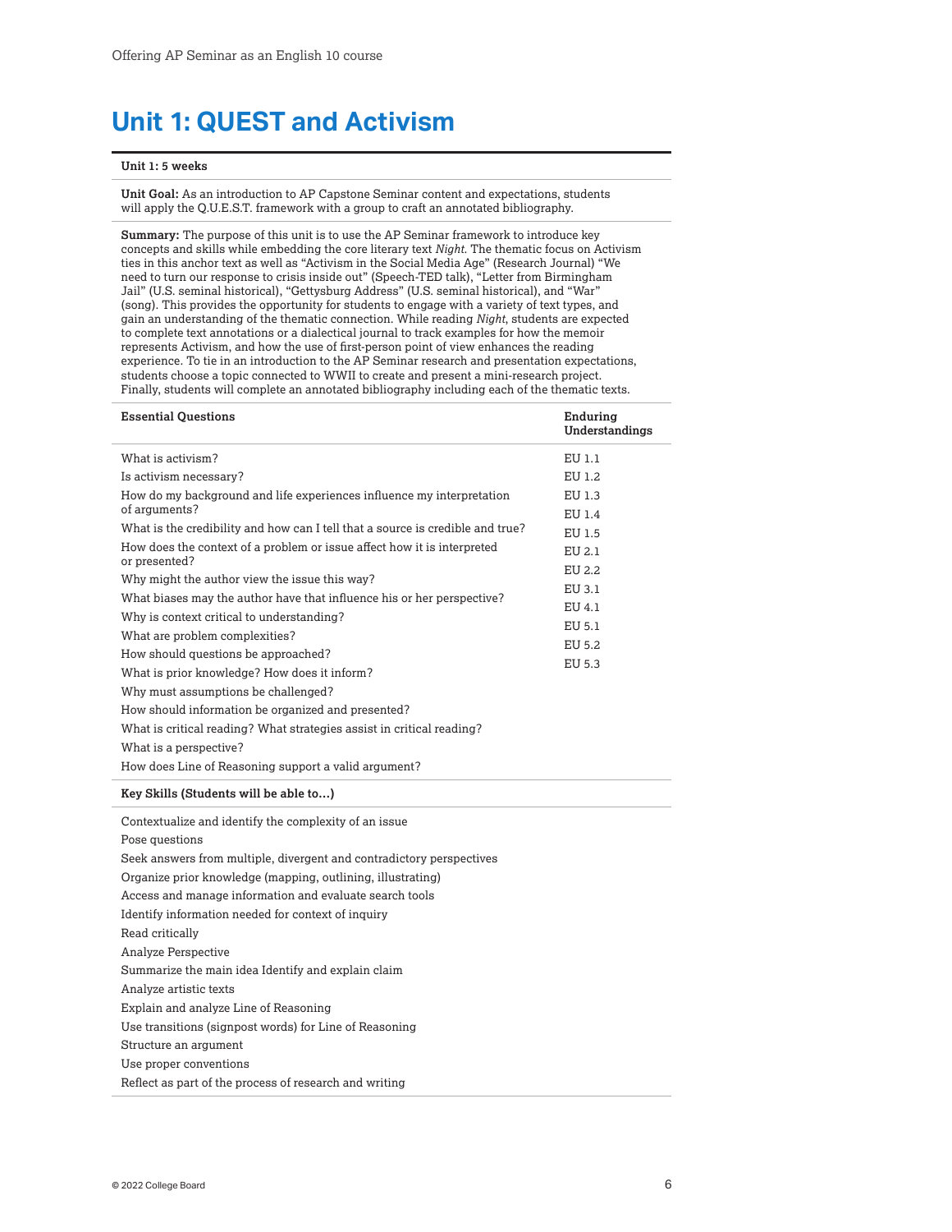# Unit 1: QUEST and Activism

| **Unit 1: 5 weeks** | |
|---|---|
| **Unit Goal:** As an introduction to AP Capstone Seminar content and expectations, students will apply the Q.U.E.S.T. framework with a group to craft an annotated bibliography. | |
| **Summary:** The purpose of this unit is to use the AP Seminar framework to introduce key concepts and skills while embedding the core literary text *Night.* The thematic focus on Activism ties in this anchor text as well as "Activism in the Social Media Age" (Research Journal) "We need to turn our response to crisis inside out" (Speech-TED talk), "Letter from Birmingham Jail" (U.S. seminal historical), "Gettysburg Address" (U.S. seminal historical), and "War" (song). This provides the opportunity for students to engage with a variety of text types, and gain an understanding of the thematic connection. While reading *Night*, students are expected to complete text annotations or a dialectical journal to track examples for how the memoir represents Activism, and how the use of first-person point of view enhances the reading experience. To tie in an introduction to the AP Seminar research and presentation expectations, students choose a topic connected to WWII to create and present a mini-research project. Finally, students will complete an annotated bibliography including each of the thematic texts. | |
| **Essential Questions** | **Enduring Understandings** |
| What is activism?<br>Is activism necessary?<br>How do my background and life experiences influence my interpretation of arguments?<br>What is the credibility and how can I tell that a source is credible and true?<br>How does the context of a problem or issue affect how it is interpreted or presented?<br>Why might the author view the issue this way?<br>What biases may the author have that influence his or her perspective?<br>Why is context critical to understanding?<br>What are problem complexities?<br>How should questions be approached?<br>What is prior knowledge? How does it inform?<br>Why must assumptions be challenged?<br>How should information be organized and presented?<br>What is critical reading? What strategies assist in critical reading?<br>What is a perspective?<br>How does Line of Reasoning support a valid argument? | EU 1.1<br>EU 1.2<br>EU 1.3<br>EU 1.4<br>EU 1.5<br>EU 2.1<br>EU 2.2<br>EU 3.1<br>EU 4.1<br>EU 5.1<br>EU 5.2<br>EU 5.3 |
| **Key Skills (Students will be able to...)** | |
| Contextualize and identify the complexity of an issue<br>Pose questions<br>Seek answers from multiple, divergent and contradictory perspectives<br>Organize prior knowledge (mapping, outlining, illustrating)<br>Access and manage information and evaluate search tools<br>Identify information needed for context of inquiry<br>Read critically<br>Analyze Perspective<br>Summarize the main idea Identify and explain claim<br>Analyze artistic texts<br>Explain and analyze Line of Reasoning<br>Use transitions (signpost words) for Line of Reasoning<br>Structure an argument<br>Use proper conventions<br>Reflect as part of the process of research and writing | |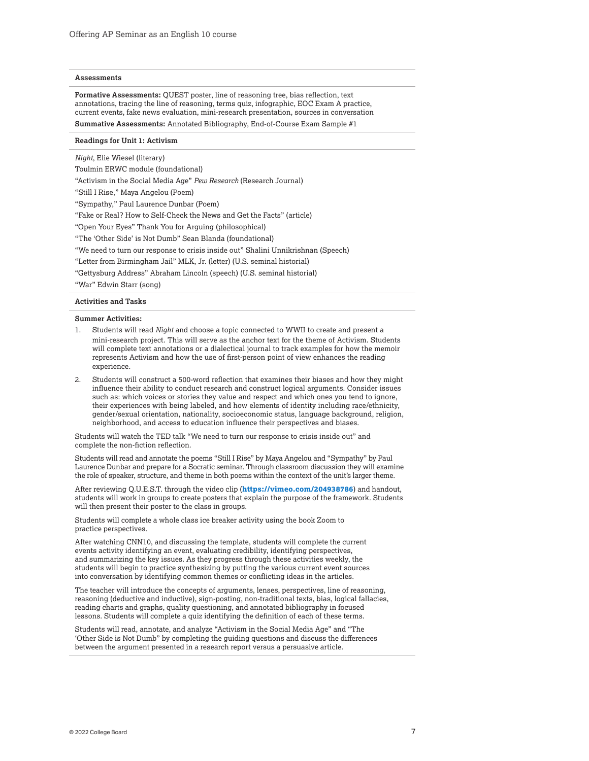### Assessments

**Formative Assessments:** QUEST poster, line of reasoning tree, bias reflection, text annotations, tracing the line of reasoning, terms quiz, infographic, EOC Exam A practice, current events, fake news evaluation, mini-research presentation, sources in conversation

**Summative Assessments:** Annotated Bibliography, End-of-Course Exam Sample #1

### Readings for Unit 1: Activism

*Night*, Elie Wiesel (literary)

Toulmin ERWC module (foundational)

"Activism in the Social Media Age" *Pew Research* (Research Journal)

"Still I Rise," Maya Angelou (Poem)

"Sympathy," Paul Laurence Dunbar (Poem)

"Fake or Real? How to Self-Check the News and Get the Facts" (article)

"Open Your Eyes" Thank You for Arguing (philosophical)

"The 'Other Side' is Not Dumb" Sean Blanda (foundational)

"We need to turn our response to crisis inside out" Shalini Unnikrishnan (Speech)

"Letter from Birmingham Jail" MLK, Jr. (letter) (U.S. seminal historial)

"Gettysburg Address" Abraham Lincoln (speech) (U.S. seminal historial)

"War" Edwin Starr (song)

### Activities and Tasks

**Summer Activities:**

1. Students will read *Night* and choose a topic connected to WWII to create and present a mini-research project. This will serve as the anchor text for the theme of Activism. Students will complete text annotations or a dialectical journal to track examples for how the memoir represents Activism and how the use of first-person point of view enhances the reading experience.
2. Students will construct a 500-word reflection that examines their biases and how they might influence their ability to conduct research and construct logical arguments. Consider issues such as: which voices or stories they value and respect and which ones you tend to ignore, their experiences with being labeled, and how elements of identity including race/ethnicity, gender/sexual orientation, nationality, socioeconomic status, language background, religion, neighborhood, and access to education influence their perspectives and biases.

Students will watch the TED talk "We need to turn our response to crisis inside out" and complete the non-fiction reflection.

Students will read and annotate the poems "Still I Rise" by Maya Angelou and "Sympathy" by Paul Laurence Dunbar and prepare for a Socratic seminar. Through classroom discussion they will examine the role of speaker, structure, and theme in both poems within the context of the unit's larger theme.

After reviewing Q.U.E.S.T. through the video clip (**https://vimeo.com/204938786**) and handout, students will work in groups to create posters that explain the purpose of the framework. Students will then present their poster to the class in groups.

Students will complete a whole class ice breaker activity using the book Zoom to practice perspectives.

After watching CNN10, and discussing the template, students will complete the current events activity identifying an event, evaluating credibility, identifying perspectives, and summarizing the key issues. As they progress through these activities weekly, the students will begin to practice synthesizing by putting the various current event sources into conversation by identifying common themes or conflicting ideas in the articles.

The teacher will introduce the concepts of arguments, lenses, perspectives, line of reasoning, reasoning (deductive and inductive), sign-posting, non-traditional texts, bias, logical fallacies, reading charts and graphs, quality questioning, and annotated bibliography in focused lessons. Students will complete a quiz identifying the definition of each of these terms.

Students will read, annotate, and analyze "Activism in the Social Media Age" and "The 'Other Side is Not Dumb" by completing the guiding questions and discuss the differences between the argument presented in a research report versus a persuasive article.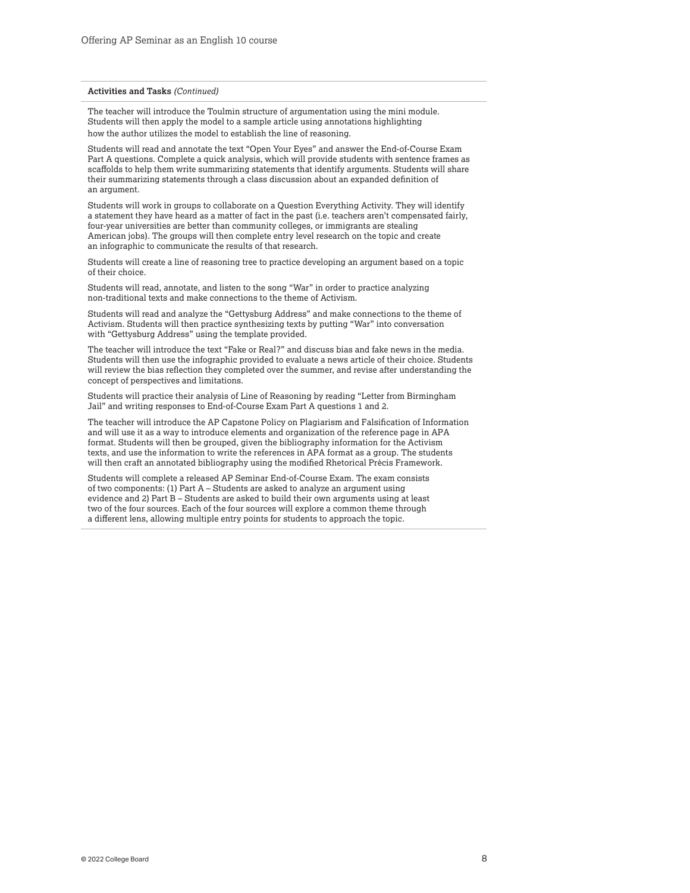**Activities and Tasks** *(Continued)*

The teacher will introduce the Toulmin structure of argumentation using the mini module. Students will then apply the model to a sample article using annotations highlighting how the author utilizes the model to establish the line of reasoning.

Students will read and annotate the text "Open Your Eyes" and answer the End-of-Course Exam Part A questions. Complete a quick analysis, which will provide students with sentence frames as scaffolds to help them write summarizing statements that identify arguments. Students will share their summarizing statements through a class discussion about an expanded definition of an argument.

Students will work in groups to collaborate on a Question Everything Activity. They will identify a statement they have heard as a matter of fact in the past (i.e. teachers aren't compensated fairly, four-year universities are better than community colleges, or immigrants are stealing American jobs). The groups will then complete entry level research on the topic and create an infographic to communicate the results of that research.

Students will create a line of reasoning tree to practice developing an argument based on a topic of their choice.

Students will read, annotate, and listen to the song "War" in order to practice analyzing non-traditional texts and make connections to the theme of Activism.

Students will read and analyze the "Gettysburg Address" and make connections to the theme of Activism. Students will then practice synthesizing texts by putting "War" into conversation with "Gettysburg Address" using the template provided.

The teacher will introduce the text "Fake or Real?" and discuss bias and fake news in the media. Students will then use the infographic provided to evaluate a news article of their choice. Students will review the bias reflection they completed over the summer, and revise after understanding the concept of perspectives and limitations.

Students will practice their analysis of Line of Reasoning by reading "Letter from Birmingham Jail" and writing responses to End-of-Course Exam Part A questions 1 and 2.

The teacher will introduce the AP Capstone Policy on Plagiarism and Falsification of Information and will use it as a way to introduce elements and organization of the reference page in APA format. Students will then be grouped, given the bibliography information for the Activism texts, and use the information to write the references in APA format as a group. The students will then craft an annotated bibliography using the modified Rhetorical Prècis Framework.

Students will complete a released AP Seminar End-of-Course Exam. The exam consists of two components: (1) Part A – Students are asked to analyze an argument using evidence and 2) Part B – Students are asked to build their own arguments using at least two of the four sources. Each of the four sources will explore a common theme through a different lens, allowing multiple entry points for students to approach the topic.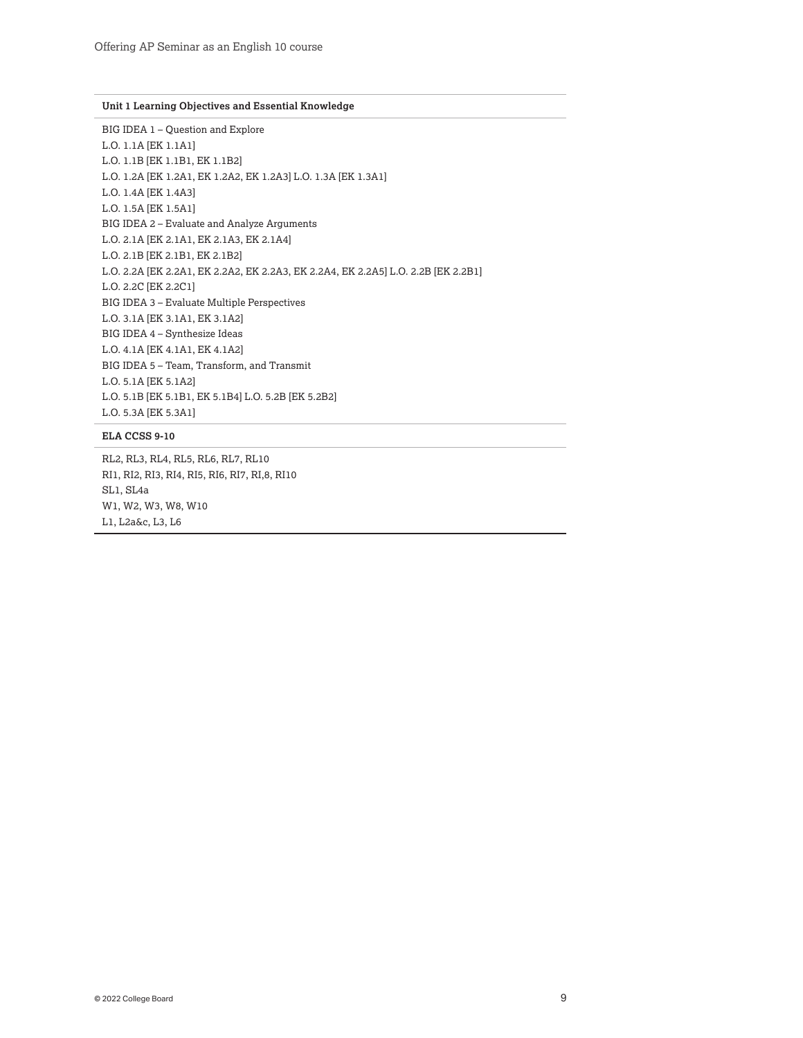**Unit 1 Learning Objectives and Essential Knowledge**

BIG IDEA 1 – Question and Explore
L.O. 1.1A [EK 1.1A1]
L.O. 1.1B [EK 1.1B1, EK 1.1B2]
L.O. 1.2A [EK 1.2A1, EK 1.2A2, EK 1.2A3] L.O. 1.3A [EK 1.3A1]
L.O. 1.4A [EK 1.4A3]
L.O. 1.5A [EK 1.5A1]
BIG IDEA 2 – Evaluate and Analyze Arguments
L.O. 2.1A [EK 2.1A1, EK 2.1A3, EK 2.1A4]
L.O. 2.1B [EK 2.1B1, EK 2.1B2]
L.O. 2.2A [EK 2.2A1, EK 2.2A2, EK 2.2A3, EK 2.2A4, EK 2.2A5] L.O. 2.2B [EK 2.2B1]
L.O. 2.2C [EK 2.2C1]
BIG IDEA 3 – Evaluate Multiple Perspectives
L.O. 3.1A [EK 3.1A1, EK 3.1A2]
BIG IDEA 4 – Synthesize Ideas
L.O. 4.1A [EK 4.1A1, EK 4.1A2]
BIG IDEA 5 – Team, Transform, and Transmit
L.O. 5.1A [EK 5.1A2]
L.O. 5.1B [EK 5.1B1, EK 5.1B4] L.O. 5.2B [EK 5.2B2]
L.O. 5.3A [EK 5.3A1]

**ELA CCSS 9-10**

RL2, RL3, RL4, RL5, RL6, RL7, RL10
RI1, RI2, RI3, RI4, RI5, RI6, RI7, RI,8, RI10
SL1, SL4a
W1, W2, W3, W8, W10
L1, L2a&c, L3, L6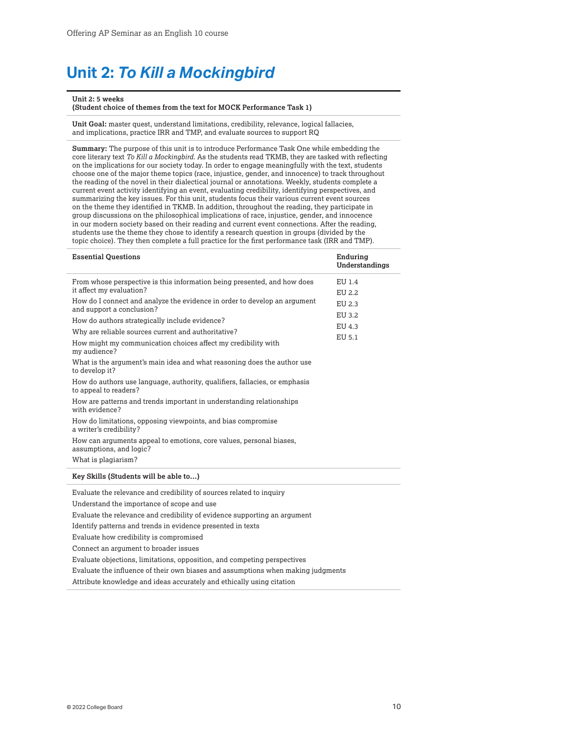# Unit 2: *To Kill a Mockingbird*

**Unit 2: 5 weeks**
**(Student choice of themes from the text for MOCK Performance Task 1)**

**Unit Goal:** master quest, understand limitations, credibility, relevance, logical fallacies, and implications, practice IRR and TMP, and evaluate sources to support RQ

**Summary:** The purpose of this unit is to introduce Performance Task One while embedding the core literary text *To Kill a Mockingbird*. As the students read TKMB, they are tasked with reflecting on the implications for our society today. In order to engage meaningfully with the text, students choose one of the major theme topics (race, injustice, gender, and innocence) to track throughout the reading of the novel in their dialectical journal or annotations. Weekly, students complete a current event activity identifying an event, evaluating credibility, identifying perspectives, and summarizing the key issues. For this unit, students focus their various current event sources on the theme they identified in TKMB. In addition, throughout the reading, they participate in group discussions on the philosophical implications of race, injustice, gender, and innocence in our modern society based on their reading and current event connections. After the reading, students use the theme they chose to identify a research question in groups (divided by the topic choice). They then complete a full practice for the first performance task (IRR and TMP).

| Essential Questions | Enduring Understandings |
|---|---|
| From whose perspective is this information being presented, and how does it affect my evaluation?<br>How do I connect and analyze the evidence in order to develop an argument and support a conclusion?<br>How do authors strategically include evidence?<br>Why are reliable sources current and authoritative?<br>How might my communication choices affect my credibility with my audience?<br>What is the argument's main idea and what reasoning does the author use to develop it?<br>How do authors use language, authority, qualifiers, fallacies, or emphasis to appeal to readers?<br>How are patterns and trends important in understanding relationships with evidence?<br>How do limitations, opposing viewpoints, and bias compromise a writer's credibility?<br>How can arguments appeal to emotions, core values, personal biases, assumptions, and logic?<br>What is plagiarism? | EU 1.4<br>EU 2.2<br>EU 2.3<br>EU 3.2<br>EU 4.3<br>EU 5.1 |

**Key Skills (Students will be able to…)**

Evaluate the relevance and credibility of sources related to inquiry

Understand the importance of scope and use

Evaluate the relevance and credibility of evidence supporting an argument

Identify patterns and trends in evidence presented in texts

Evaluate how credibility is compromised

Connect an argument to broader issues

Evaluate objections, limitations, opposition, and competing perspectives

Evaluate the influence of their own biases and assumptions when making judgments

Attribute knowledge and ideas accurately and ethically using citation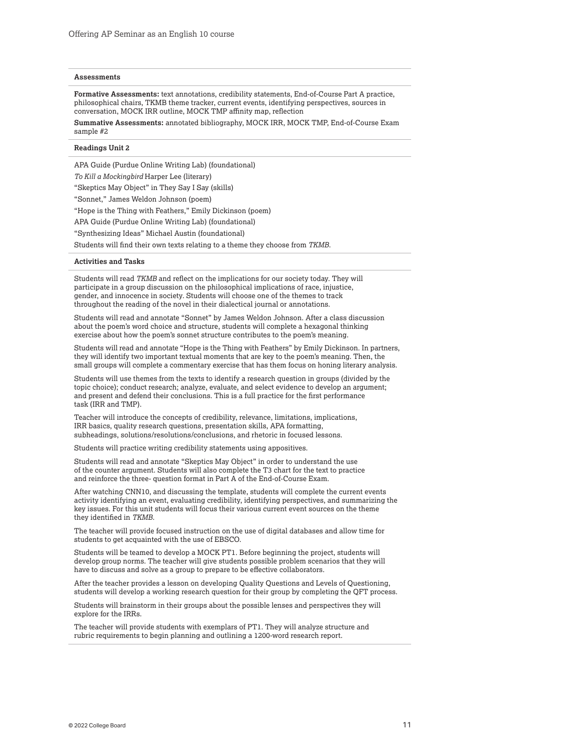#### Assessments

**Formative Assessments:** text annotations, credibility statements, End-of-Course Part A practice, philosophical chairs, TKMB theme tracker, current events, identifying perspectives, sources in conversation, MOCK IRR outline, MOCK TMP affinity map, reflection

**Summative Assessments:** annotated bibliography, MOCK IRR, MOCK TMP, End-of-Course Exam sample #2

#### Readings Unit 2

APA Guide (Purdue Online Writing Lab) (foundational)

*To Kill a Mockingbird* Harper Lee (literary)

"Skeptics May Object" in They Say I Say (skills)

"Sonnet," James Weldon Johnson (poem)

"Hope is the Thing with Feathers," Emily Dickinson (poem)

APA Guide (Purdue Online Writing Lab) (foundational)

"Synthesizing Ideas" Michael Austin (foundational)

Students will find their own texts relating to a theme they choose from *TKMB*.

#### Activities and Tasks

Students will read *TKMB* and reflect on the implications for our society today. They will participate in a group discussion on the philosophical implications of race, injustice, gender, and innocence in society. Students will choose one of the themes to track throughout the reading of the novel in their dialectical journal or annotations.

Students will read and annotate "Sonnet" by James Weldon Johnson. After a class discussion about the poem's word choice and structure, students will complete a hexagonal thinking exercise about how the poem's sonnet structure contributes to the poem's meaning.

Students will read and annotate "Hope is the Thing with Feathers" by Emily Dickinson. In partners, they will identify two important textual moments that are key to the poem's meaning. Then, the small groups will complete a commentary exercise that has them focus on honing literary analysis.

Students will use themes from the texts to identify a research question in groups (divided by the topic choice); conduct research; analyze, evaluate, and select evidence to develop an argument; and present and defend their conclusions. This is a full practice for the first performance task (IRR and TMP).

Teacher will introduce the concepts of credibility, relevance, limitations, implications, IRR basics, quality research questions, presentation skills, APA formatting, subheadings, solutions/resolutions/conclusions, and rhetoric in focused lessons.

Students will practice writing credibility statements using appositives.

Students will read and annotate "Skeptics May Object" in order to understand the use of the counter argument. Students will also complete the T3 chart for the text to practice and reinforce the three- question format in Part A of the End-of-Course Exam.

After watching CNN10, and discussing the template, students will complete the current events activity identifying an event, evaluating credibility, identifying perspectives, and summarizing the key issues. For this unit students will focus their various current event sources on the theme they identified in *TKMB*.

The teacher will provide focused instruction on the use of digital databases and allow time for students to get acquainted with the use of EBSCO.

Students will be teamed to develop a MOCK PT1. Before beginning the project, students will develop group norms. The teacher will give students possible problem scenarios that they will have to discuss and solve as a group to prepare to be effective collaborators.

After the teacher provides a lesson on developing Quality Questions and Levels of Questioning, students will develop a working research question for their group by completing the QFT process.

Students will brainstorm in their groups about the possible lenses and perspectives they will explore for the IRRs.

The teacher will provide students with exemplars of PT1. They will analyze structure and rubric requirements to begin planning and outlining a 1200-word research report.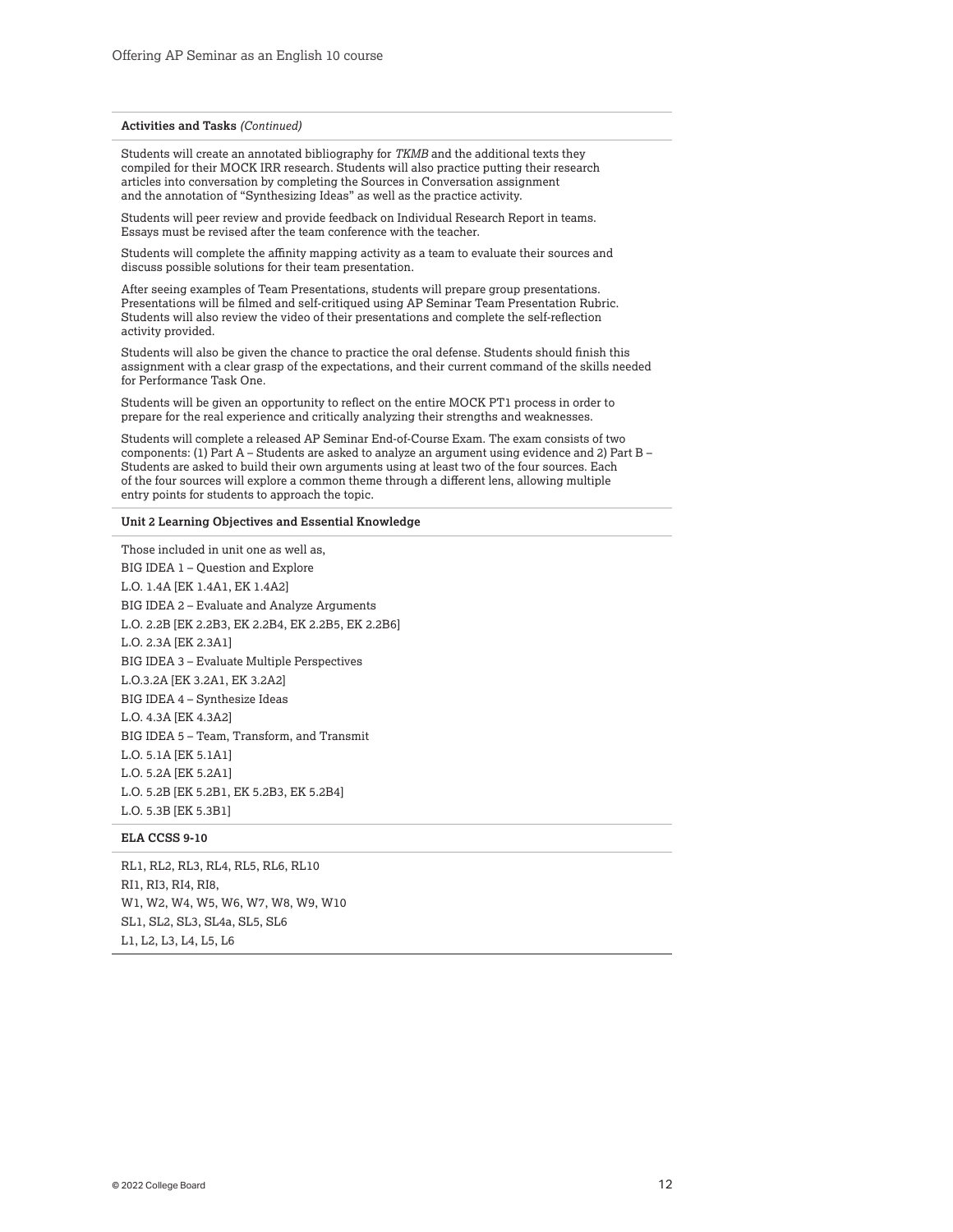**Activities and Tasks** *(Continued)*

Students will create an annotated bibliography for *TKMB* and the additional texts they compiled for their MOCK IRR research. Students will also practice putting their research articles into conversation by completing the Sources in Conversation assignment and the annotation of "Synthesizing Ideas" as well as the practice activity.

Students will peer review and provide feedback on Individual Research Report in teams. Essays must be revised after the team conference with the teacher.

Students will complete the affinity mapping activity as a team to evaluate their sources and discuss possible solutions for their team presentation.

After seeing examples of Team Presentations, students will prepare group presentations. Presentations will be filmed and self-critiqued using AP Seminar Team Presentation Rubric. Students will also review the video of their presentations and complete the self-reflection activity provided.

Students will also be given the chance to practice the oral defense. Students should finish this assignment with a clear grasp of the expectations, and their current command of the skills needed for Performance Task One.

Students will be given an opportunity to reflect on the entire MOCK PT1 process in order to prepare for the real experience and critically analyzing their strengths and weaknesses.

Students will complete a released AP Seminar End-of-Course Exam. The exam consists of two components: (1) Part A – Students are asked to analyze an argument using evidence and 2) Part B – Students are asked to build their own arguments using at least two of the four sources. Each of the four sources will explore a common theme through a different lens, allowing multiple entry points for students to approach the topic.

**Unit 2 Learning Objectives and Essential Knowledge**

Those included in unit one as well as,

BIG IDEA 1 – Question and Explore

L.O. 1.4A [EK 1.4A1, EK 1.4A2]

BIG IDEA 2 – Evaluate and Analyze Arguments

L.O. 2.2B [EK 2.2B3, EK 2.2B4, EK 2.2B5, EK 2.2B6]

L.O. 2.3A [EK 2.3A1]

BIG IDEA 3 – Evaluate Multiple Perspectives

L.O.3.2A [EK 3.2A1, EK 3.2A2]

BIG IDEA 4 – Synthesize Ideas

L.O. 4.3A [EK 4.3A2]

BIG IDEA 5 – Team, Transform, and Transmit

L.O. 5.1A [EK 5.1A1]

L.O. 5.2A [EK 5.2A1]

L.O. 5.2B [EK 5.2B1, EK 5.2B3, EK 5.2B4]

L.O. 5.3B [EK 5.3B1]

**ELA CCSS 9-10**

RL1, RL2, RL3, RL4, RL5, RL6, RL10

RI1, RI3, RI4, RI8,

W1, W2, W4, W5, W6, W7, W8, W9, W10

SL1, SL2, SL3, SL4a, SL5, SL6

L1, L2, L3, L4, L5, L6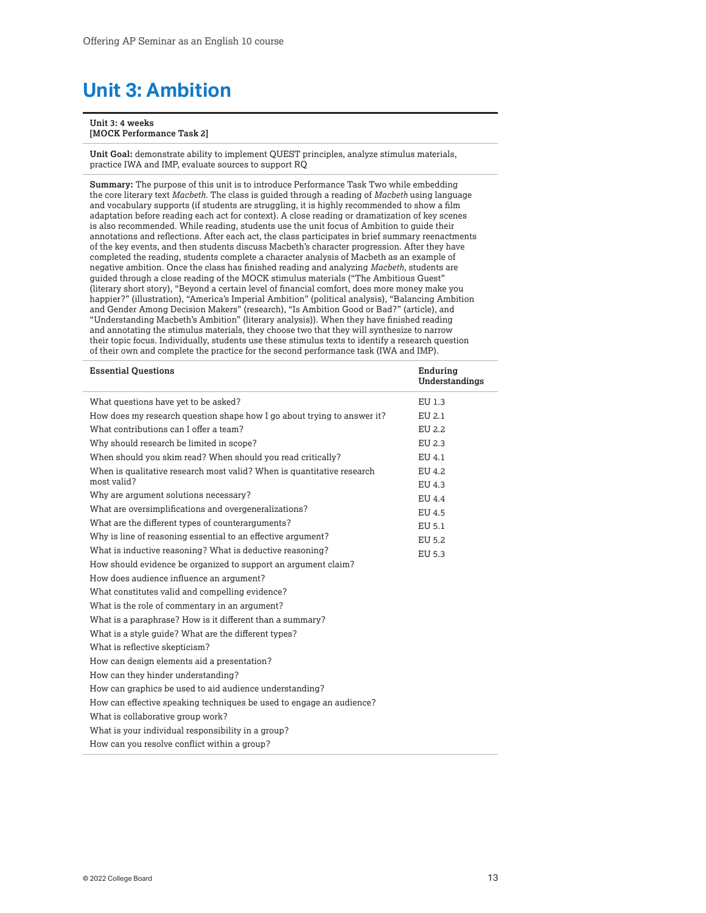# Unit 3: Ambition

**Unit 3: 4 weeks**
**[MOCK Performance Task 2]**

**Unit Goal:** demonstrate ability to implement QUEST principles, analyze stimulus materials, practice IWA and IMP, evaluate sources to support RQ

**Summary:** The purpose of this unit is to introduce Performance Task Two while embedding the core literary text *Macbeth*. The class is guided through a reading of *Macbeth* using language and vocabulary supports (if students are struggling, it is highly recommended to show a film adaptation before reading each act for context). A close reading or dramatization of key scenes is also recommended. While reading, students use the unit focus of Ambition to guide their annotations and reflections. After each act, the class participates in brief summary reenactments of the key events, and then students discuss Macbeth's character progression. After they have completed the reading, students complete a character analysis of Macbeth as an example of negative ambition. Once the class has finished reading and analyzing *Macbeth*, students are guided through a close reading of the MOCK stimulus materials ("The Ambitious Guest" (literary short story), "Beyond a certain level of financial comfort, does more money make you happier?" (illustration), "America's Imperial Ambition" (political analysis), "Balancing Ambition and Gender Among Decision Makers" (research), "Is Ambition Good or Bad?" (article), and "Understanding Macbeth's Ambition" (literary analysis)). When they have finished reading and annotating the stimulus materials, they choose two that they will synthesize to narrow their topic focus. Individually, students use these stimulus texts to identify a research question of their own and complete the practice for the second performance task (IWA and IMP).

| Essential Questions | Enduring Understandings |
|---|---|
| What questions have yet to be asked? | EU 1.3 |
| How does my research question shape how I go about trying to answer it? | EU 2.1 |
| What contributions can I offer a team? | EU 2.2 |
| Why should research be limited in scope? | EU 2.3 |
| When should you skim read? When should you read critically? | EU 4.1 |
| When is qualitative research most valid? When is quantitative research most valid? | EU 4.2<br>EU 4.3 |
| Why are argument solutions necessary? | EU 4.4 |
| What are oversimplifications and overgeneralizations? | EU 4.5 |
| What are the different types of counterarguments? | EU 5.1 |
| Why is line of reasoning essential to an effective argument? | EU 5.2 |
| What is inductive reasoning? What is deductive reasoning? | EU 5.3 |
| How should evidence be organized to support an argument claim? | |
| How does audience influence an argument? | |
| What constitutes valid and compelling evidence? | |
| What is the role of commentary in an argument? | |
| What is a paraphrase? How is it different than a summary? | |
| What is a style guide? What are the different types? | |
| What is reflective skepticism? | |
| How can design elements aid a presentation? | |
| How can they hinder understanding? | |
| How can graphics be used to aid audience understanding? | |
| How can effective speaking techniques be used to engage an audience? | |
| What is collaborative group work? | |
| What is your individual responsibility in a group? | |
| How can you resolve conflict within a group? | |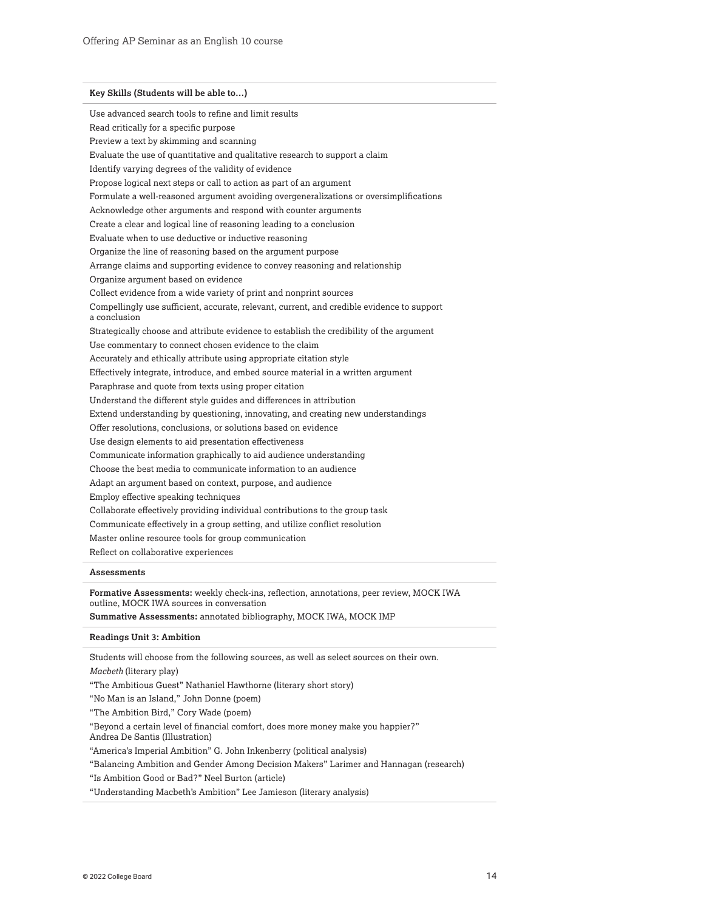**Key Skills (Students will be able to…)**

Use advanced search tools to refine and limit results

Read critically for a specific purpose

Preview a text by skimming and scanning

Evaluate the use of quantitative and qualitative research to support a claim

Identify varying degrees of the validity of evidence

Propose logical next steps or call to action as part of an argument

Formulate a well-reasoned argument avoiding overgeneralizations or oversimplifications

Acknowledge other arguments and respond with counter arguments

Create a clear and logical line of reasoning leading to a conclusion

Evaluate when to use deductive or inductive reasoning

Organize the line of reasoning based on the argument purpose

Arrange claims and supporting evidence to convey reasoning and relationship

Organize argument based on evidence

Collect evidence from a wide variety of print and nonprint sources

Compellingly use sufficient, accurate, relevant, current, and credible evidence to support a conclusion

Strategically choose and attribute evidence to establish the credibility of the argument

Use commentary to connect chosen evidence to the claim

Accurately and ethically attribute using appropriate citation style

Effectively integrate, introduce, and embed source material in a written argument

Paraphrase and quote from texts using proper citation

Understand the different style guides and differences in attribution

Extend understanding by questioning, innovating, and creating new understandings

Offer resolutions, conclusions, or solutions based on evidence

Use design elements to aid presentation effectiveness

Communicate information graphically to aid audience understanding

Choose the best media to communicate information to an audience

Adapt an argument based on context, purpose, and audience

Employ effective speaking techniques

Collaborate effectively providing individual contributions to the group task

Communicate effectively in a group setting, and utilize conflict resolution

Master online resource tools for group communication

Reflect on collaborative experiences

**Assessments**

**Formative Assessments:** weekly check-ins, reflection, annotations, peer review, MOCK IWA outline, MOCK IWA sources in conversation

**Summative Assessments:** annotated bibliography, MOCK IWA, MOCK IMP

**Readings Unit 3: Ambition**

Students will choose from the following sources, as well as select sources on their own.

*Macbeth* (literary play)

"The Ambitious Guest" Nathaniel Hawthorne (literary short story)

"No Man is an Island," John Donne (poem)

"The Ambition Bird," Cory Wade (poem)

"Beyond a certain level of financial comfort, does more money make you happier?" Andrea De Santis (Illustration)

"America's Imperial Ambition" G. John Inkenberry (political analysis)

"Balancing Ambition and Gender Among Decision Makers" Larimer and Hannagan (research)

"Is Ambition Good or Bad?" Neel Burton (article)

"Understanding Macbeth's Ambition" Lee Jamieson (literary analysis)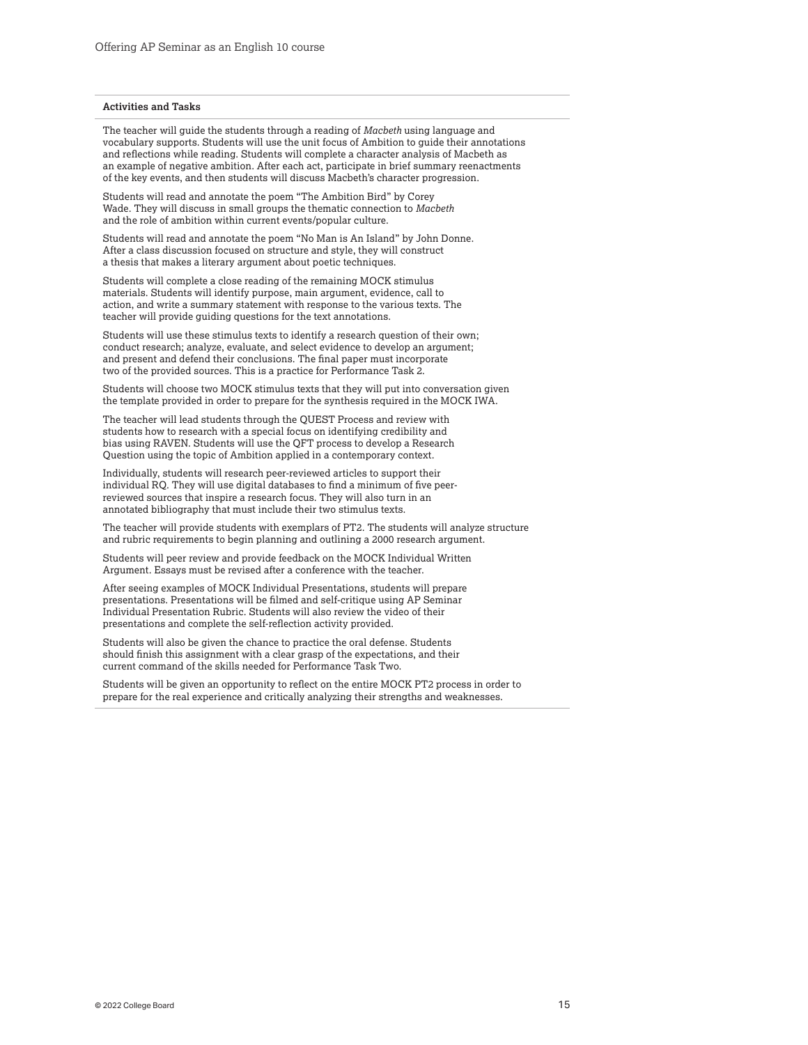**Activities and Tasks**

The teacher will guide the students through a reading of *Macbeth* using language and vocabulary supports. Students will use the unit focus of Ambition to guide their annotations and reflections while reading. Students will complete a character analysis of Macbeth as an example of negative ambition. After each act, participate in brief summary reenactments of the key events, and then students will discuss Macbeth's character progression.

Students will read and annotate the poem "The Ambition Bird" by Corey Wade. They will discuss in small groups the thematic connection to *Macbeth* and the role of ambition within current events/popular culture.

Students will read and annotate the poem "No Man is An Island" by John Donne. After a class discussion focused on structure and style, they will construct a thesis that makes a literary argument about poetic techniques.

Students will complete a close reading of the remaining MOCK stimulus materials. Students will identify purpose, main argument, evidence, call to action, and write a summary statement with response to the various texts. The teacher will provide guiding questions for the text annotations.

Students will use these stimulus texts to identify a research question of their own; conduct research; analyze, evaluate, and select evidence to develop an argument; and present and defend their conclusions. The final paper must incorporate two of the provided sources. This is a practice for Performance Task 2.

Students will choose two MOCK stimulus texts that they will put into conversation given the template provided in order to prepare for the synthesis required in the MOCK IWA.

The teacher will lead students through the QUEST Process and review with students how to research with a special focus on identifying credibility and bias using RAVEN. Students will use the QFT process to develop a Research Question using the topic of Ambition applied in a contemporary context.

Individually, students will research peer-reviewed articles to support their individual RQ. They will use digital databases to find a minimum of five peer-reviewed sources that inspire a research focus. They will also turn in an annotated bibliography that must include their two stimulus texts.

The teacher will provide students with exemplars of PT2. The students will analyze structure and rubric requirements to begin planning and outlining a 2000 research argument.

Students will peer review and provide feedback on the MOCK Individual Written Argument. Essays must be revised after a conference with the teacher.

After seeing examples of MOCK Individual Presentations, students will prepare presentations. Presentations will be filmed and self-critique using AP Seminar Individual Presentation Rubric. Students will also review the video of their presentations and complete the self-reflection activity provided.

Students will also be given the chance to practice the oral defense. Students should finish this assignment with a clear grasp of the expectations, and their current command of the skills needed for Performance Task Two.

Students will be given an opportunity to reflect on the entire MOCK PT2 process in order to prepare for the real experience and critically analyzing their strengths and weaknesses.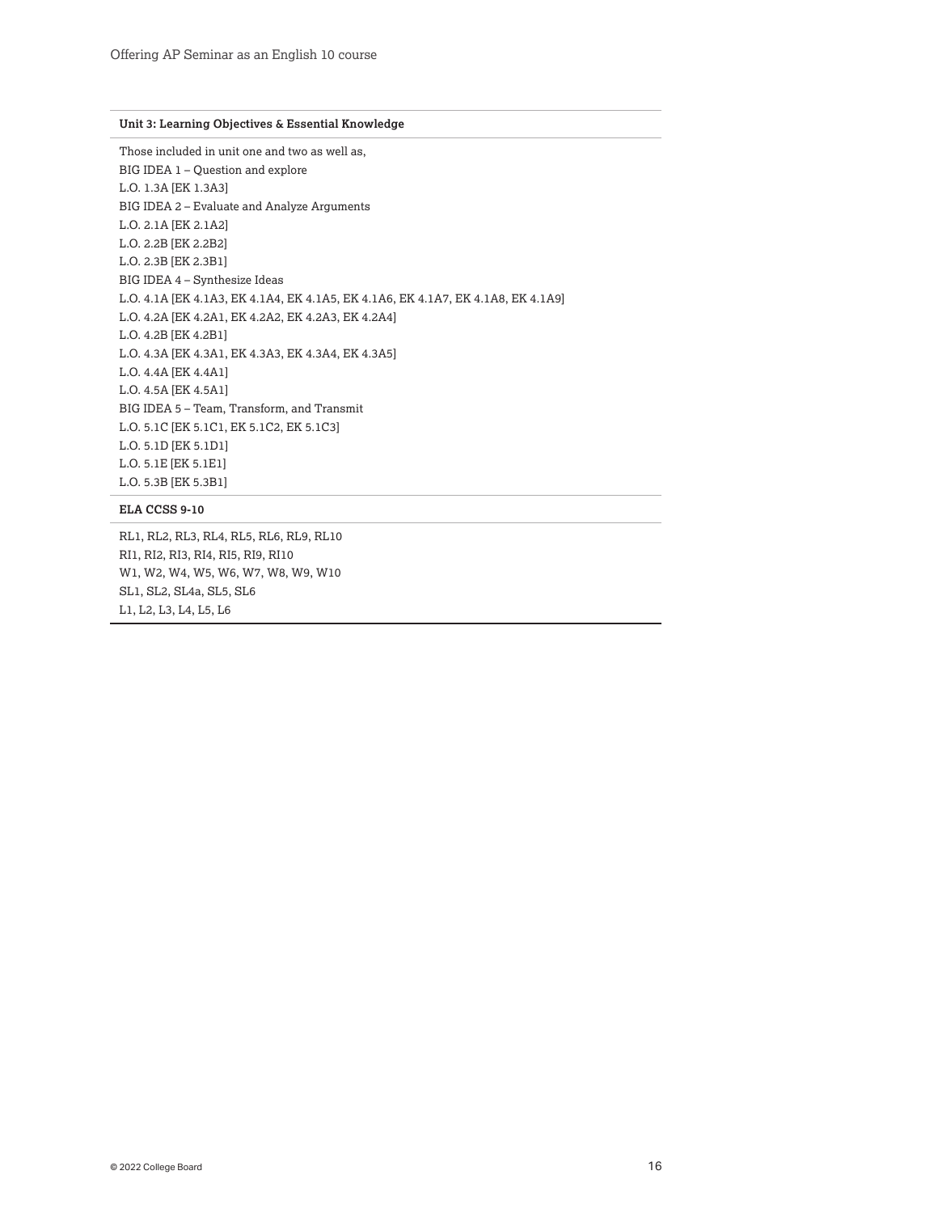| Unit 3: Learning Objectives & Essential Knowledge |
|---|
| Those included in unit one and two as well as,<br>BIG IDEA 1 – Question and explore<br>L.O. 1.3A [EK 1.3A3]<br>BIG IDEA 2 – Evaluate and Analyze Arguments<br>L.O. 2.1A [EK 2.1A2]<br>L.O. 2.2B [EK 2.2B2]<br>L.O. 2.3B [EK 2.3B1]<br>BIG IDEA 4 – Synthesize Ideas<br>L.O. 4.1A [EK 4.1A3, EK 4.1A4, EK 4.1A5, EK 4.1A6, EK 4.1A7, EK 4.1A8, EK 4.1A9]<br>L.O. 4.2A [EK 4.2A1, EK 4.2A2, EK 4.2A3, EK 4.2A4]<br>L.O. 4.2B [EK 4.2B1]<br>L.O. 4.3A [EK 4.3A1, EK 4.3A3, EK 4.3A4, EK 4.3A5]<br>L.O. 4.4A [EK 4.4A1]<br>L.O. 4.5A [EK 4.5A1]<br>BIG IDEA 5 – Team, Transform, and Transmit<br>L.O. 5.1C [EK 5.1C1, EK 5.1C2, EK 5.1C3]<br>L.O. 5.1D [EK 5.1D1]<br>L.O. 5.1E [EK 5.1E1]<br>L.O. 5.3B [EK 5.3B1] |
| **ELA CCSS 9-10** |
| RL1, RL2, RL3, RL4, RL5, RL6, RL9, RL10<br>RI1, RI2, RI3, RI4, RI5, RI9, RI10<br>W1, W2, W4, W5, W6, W7, W8, W9, W10<br>SL1, SL2, SL4a, SL5, SL6<br>L1, L2, L3, L4, L5, L6 |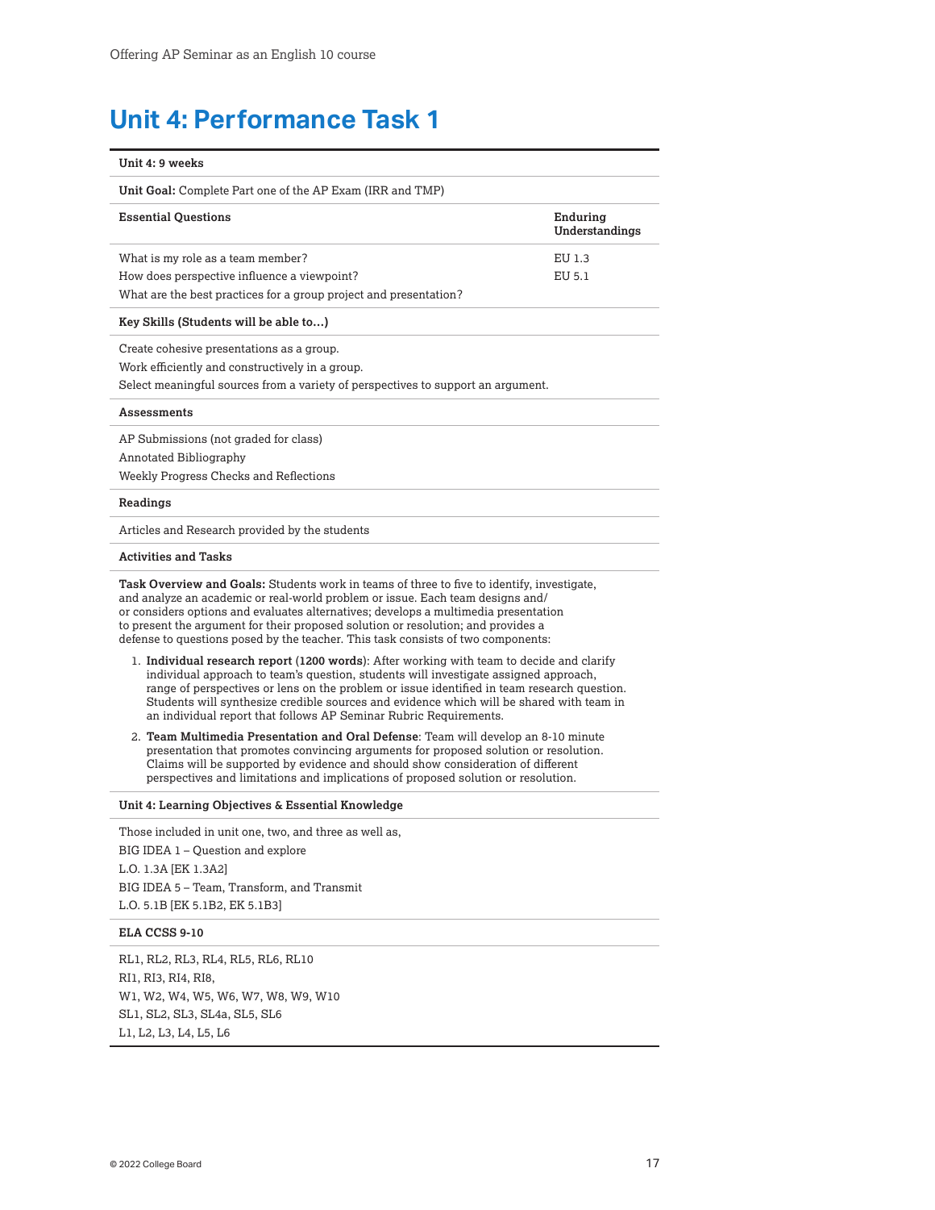# Unit 4: Performance Task 1

**Unit 4: 9 weeks**

**Unit Goal:** Complete Part one of the AP Exam (IRR and TMP)

| Essential Questions | Enduring Understandings |
|---|---|
| What is my role as a team member? | EU 1.3 |
| How does perspective influence a viewpoint? | EU 5.1 |
| What are the best practices for a group project and presentation? | |

**Key Skills (Students will be able to…)**

Create cohesive presentations as a group.
Work efficiently and constructively in a group.
Select meaningful sources from a variety of perspectives to support an argument.

**Assessments**

AP Submissions (not graded for class)
Annotated Bibliography
Weekly Progress Checks and Reflections

**Readings**

Articles and Research provided by the students

**Activities and Tasks**

**Task Overview and Goals:** Students work in teams of three to five to identify, investigate, and analyze an academic or real-world problem or issue. Each team designs and/or considers options and evaluates alternatives; develops a multimedia presentation to present the argument for their proposed solution or resolution; and provides a defense to questions posed by the teacher. This task consists of two components:

1. **Individual research report (1200 words)**: After working with team to decide and clarify individual approach to team's question, students will investigate assigned approach, range of perspectives or lens on the problem or issue identified in team research question. Students will synthesize credible sources and evidence which will be shared with team in an individual report that follows AP Seminar Rubric Requirements.
2. **Team Multimedia Presentation and Oral Defense**: Team will develop an 8-10 minute presentation that promotes convincing arguments for proposed solution or resolution. Claims will be supported by evidence and should show consideration of different perspectives and limitations and implications of proposed solution or resolution.

**Unit 4: Learning Objectives & Essential Knowledge**

Those included in unit one, two, and three as well as,
BIG IDEA 1 – Question and explore
L.O. 1.3A [EK 1.3A2]
BIG IDEA 5 – Team, Transform, and Transmit
L.O. 5.1B [EK 5.1B2, EK 5.1B3]

**ELA CCSS 9-10**

RL1, RL2, RL3, RL4, RL5, RL6, RL10
RI1, RI3, RI4, RI8,
W1, W2, W4, W5, W6, W7, W8, W9, W10
SL1, SL2, SL3, SL4a, SL5, SL6
L1, L2, L3, L4, L5, L6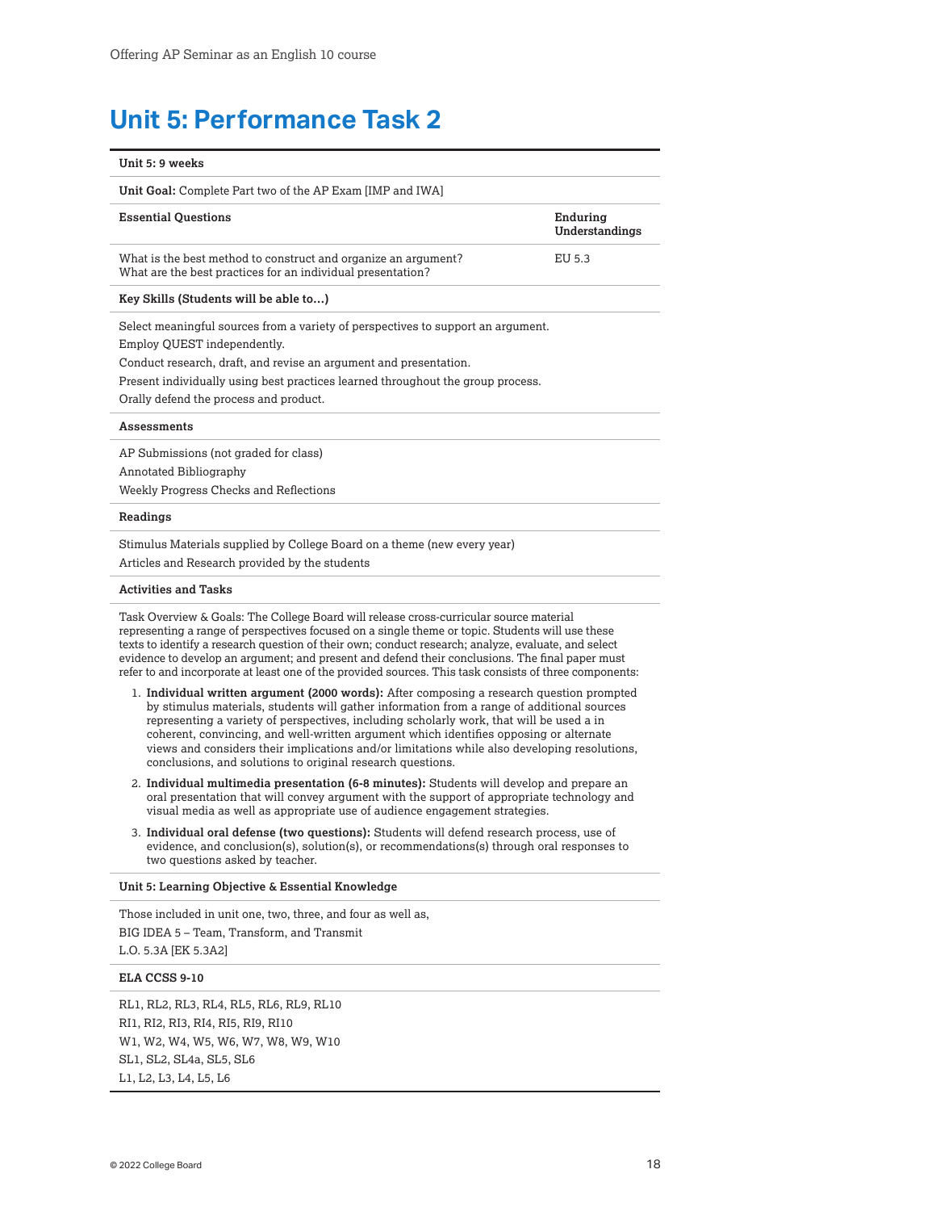# Unit 5: Performance Task 2

**Unit 5: 9 weeks**

**Unit Goal:** Complete Part two of the AP Exam [IMP and IWA]

| Essential Questions | Enduring Understandings |
|---|---|
| What is the best method to construct and organize an argument?<br>What are the best practices for an individual presentation? | EU 5.3 |

**Key Skills (Students will be able to…)**

Select meaningful sources from a variety of perspectives to support an argument.
Employ QUEST independently.
Conduct research, draft, and revise an argument and presentation.
Present individually using best practices learned throughout the group process.
Orally defend the process and product.

**Assessments**

AP Submissions (not graded for class)
Annotated Bibliography
Weekly Progress Checks and Reflections

**Readings**

Stimulus Materials supplied by College Board on a theme (new every year)
Articles and Research provided by the students

**Activities and Tasks**

Task Overview & Goals: The College Board will release cross-curricular source material representing a range of perspectives focused on a single theme or topic. Students will use these texts to identify a research question of their own; conduct research; analyze, evaluate, and select evidence to develop an argument; and present and defend their conclusions. The final paper must refer to and incorporate at least one of the provided sources. This task consists of three components:

1. **Individual written argument (2000 words):** After composing a research question prompted by stimulus materials, students will gather information from a range of additional sources representing a variety of perspectives, including scholarly work, that will be used a in coherent, convincing, and well-written argument which identifies opposing or alternate views and considers their implications and/or limitations while also developing resolutions, conclusions, and solutions to original research questions.
2. **Individual multimedia presentation (6-8 minutes):** Students will develop and prepare an oral presentation that will convey argument with the support of appropriate technology and visual media as well as appropriate use of audience engagement strategies.
3. **Individual oral defense (two questions):** Students will defend research process, use of evidence, and conclusion(s), solution(s), or recommendations(s) through oral responses to two questions asked by teacher.

**Unit 5: Learning Objective & Essential Knowledge**

Those included in unit one, two, three, and four as well as,
BIG IDEA 5 – Team, Transform, and Transmit
L.O. 5.3A [EK 5.3A2]

**ELA CCSS 9-10**

RL1, RL2, RL3, RL4, RL5, RL6, RL9, RL10
RI1, RI2, RI3, RI4, RI5, RI9, RI10
W1, W2, W4, W5, W6, W7, W8, W9, W10
SL1, SL2, SL4a, SL5, SL6
L1, L2, L3, L4, L5, L6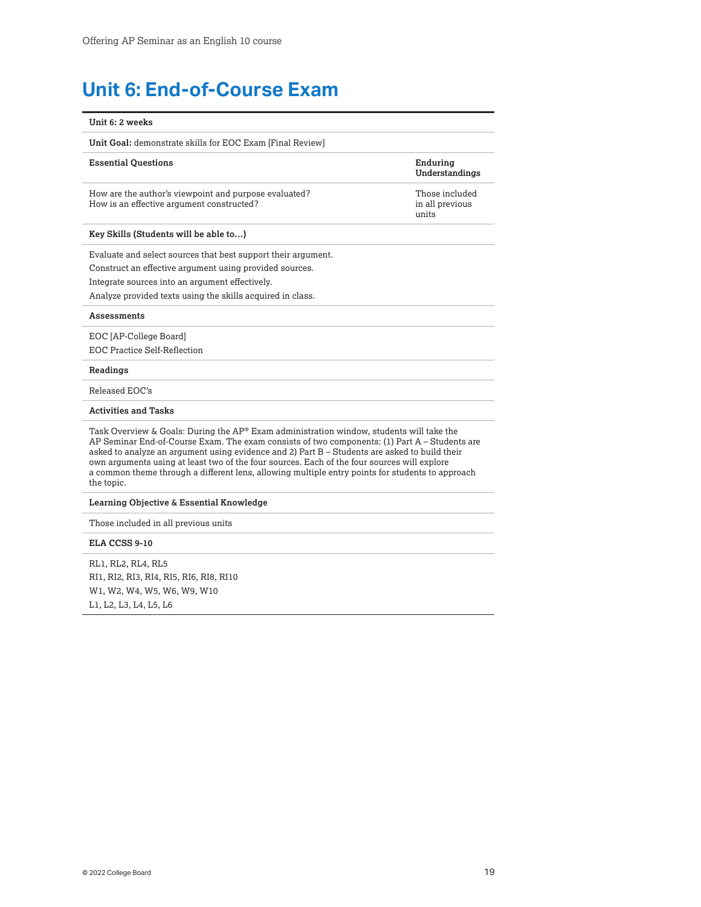# Unit 6: End-of-Course Exam

| Unit 6: 2 weeks | |
|---|---|
| **Unit Goal:** demonstrate skills for EOC Exam [Final Review] | |
| **Essential Questions** | **Enduring Understandings** |
| How are the author's viewpoint and purpose evaluated?<br>How is an effective argument constructed? | Those included in all previous units |
| **Key Skills (Students will be able to…)** | |
| Evaluate and select sources that best support their argument.<br>Construct an effective argument using provided sources.<br>Integrate sources into an argument effectively.<br>Analyze provided texts using the skills acquired in class. | |
| **Assessments** | |
| EOC [AP-College Board]<br>EOC Practice Self-Reflection | |
| **Readings** | |
| Released EOC's | |
| **Activities and Tasks** | |
| Task Overview & Goals: During the AP® Exam administration window, students will take the AP Seminar End-of-Course Exam. The exam consists of two components: (1) Part A – Students are asked to analyze an argument using evidence and 2) Part B – Students are asked to build their own arguments using at least two of the four sources. Each of the four sources will explore a common theme through a different lens, allowing multiple entry points for students to approach the topic. | |
| **Learning Objective & Essential Knowledge** | |
| Those included in all previous units | |
| **ELA CCSS 9-10** | |
| RL1, RL2, RL4, RL5<br>RI1, RI2, RI3, RI4, RI5, RI6, RI8, RI10<br>W1, W2, W4, W5, W6, W9, W10<br>L1, L2, L3, L4, L5, L6 | |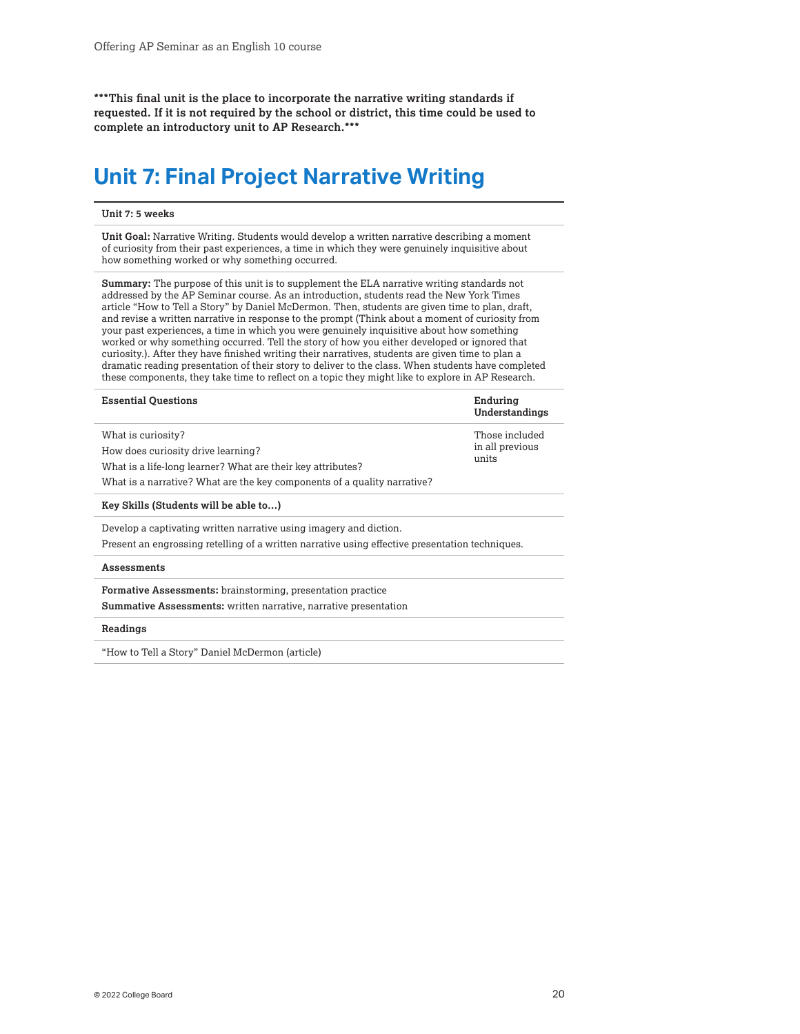**\*\*\*This final unit is the place to incorporate the narrative writing standards if requested. If it is not required by the school or district, this time could be used to complete an introductory unit to AP Research.\*\*\***

# Unit 7: Final Project Narrative Writing

**Unit 7: 5 weeks**

**Unit Goal:** Narrative Writing. Students would develop a written narrative describing a moment of curiosity from their past experiences, a time in which they were genuinely inquisitive about how something worked or why something occurred.

**Summary:** The purpose of this unit is to supplement the ELA narrative writing standards not addressed by the AP Seminar course. As an introduction, students read the New York Times article "How to Tell a Story" by Daniel McDermon. Then, students are given time to plan, draft, and revise a written narrative in response to the prompt (Think about a moment of curiosity from your past experiences, a time in which you were genuinely inquisitive about how something worked or why something occurred. Tell the story of how you either developed or ignored that curiosity.). After they have finished writing their narratives, students are given time to plan a dramatic reading presentation of their story to deliver to the class. When students have completed these components, they take time to reflect on a topic they might like to explore in AP Research.

| Essential Questions | Enduring Understandings |
|---|---|
| What is curiosity?<br>How does curiosity drive learning?<br>What is a life-long learner? What are their key attributes?<br>What is a narrative? What are the key components of a quality narrative? | Those included in all previous units |

**Key Skills (Students will be able to…)**

Develop a captivating written narrative using imagery and diction.

Present an engrossing retelling of a written narrative using effective presentation techniques.

**Assessments**

**Formative Assessments:** brainstorming, presentation practice

**Summative Assessments:** written narrative, narrative presentation

**Readings**

"How to Tell a Story" Daniel McDermon (article)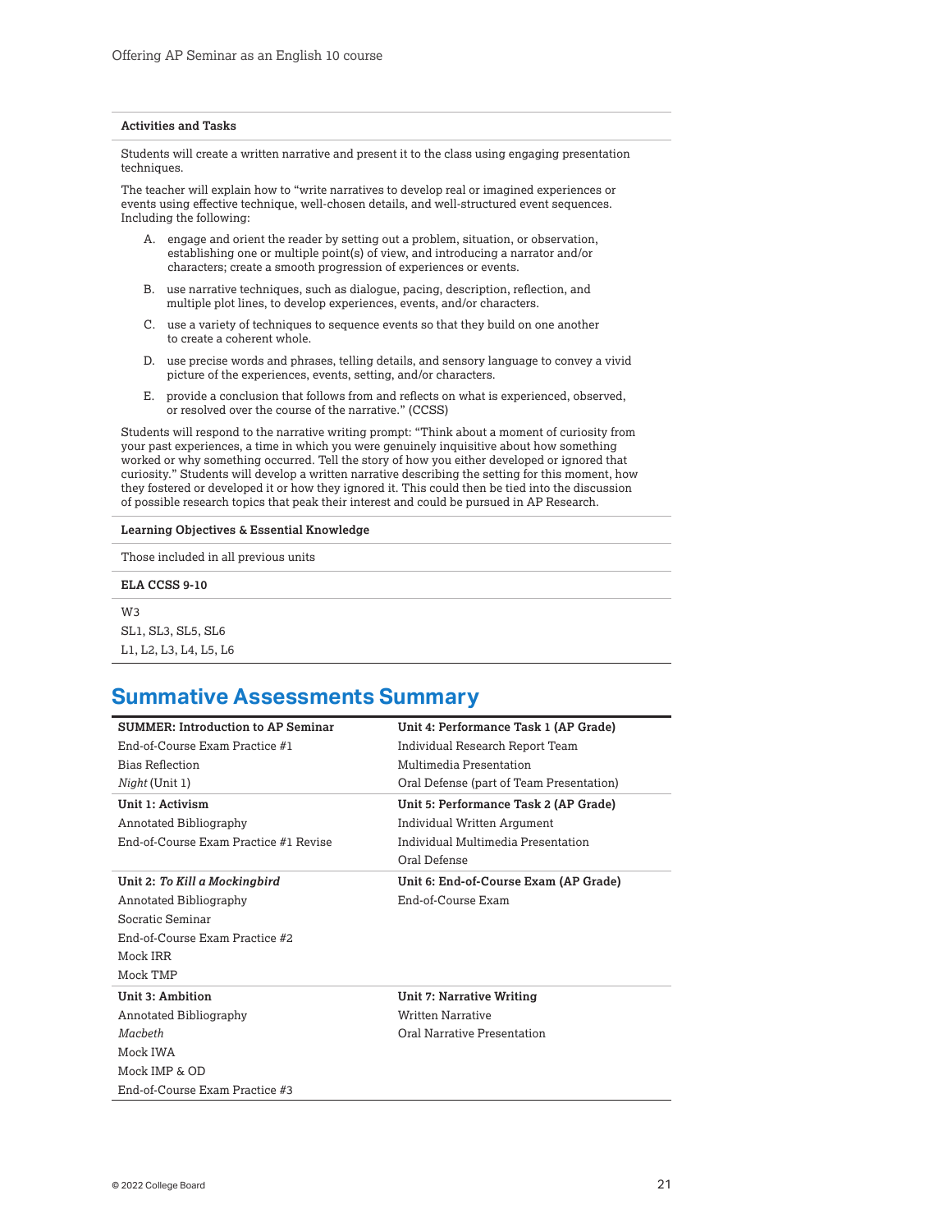**Activities and Tasks**

Students will create a written narrative and present it to the class using engaging presentation techniques.

The teacher will explain how to "write narratives to develop real or imagined experiences or events using effective technique, well-chosen details, and well-structured event sequences. Including the following:

A. engage and orient the reader by setting out a problem, situation, or observation, establishing one or multiple point(s) of view, and introducing a narrator and/or characters; create a smooth progression of experiences or events.

B. use narrative techniques, such as dialogue, pacing, description, reflection, and multiple plot lines, to develop experiences, events, and/or characters.

C. use a variety of techniques to sequence events so that they build on one another to create a coherent whole.

D. use precise words and phrases, telling details, and sensory language to convey a vivid picture of the experiences, events, setting, and/or characters.

E. provide a conclusion that follows from and reflects on what is experienced, observed, or resolved over the course of the narrative." (CCSS)

Students will respond to the narrative writing prompt: "Think about a moment of curiosity from your past experiences, a time in which you were genuinely inquisitive about how something worked or why something occurred. Tell the story of how you either developed or ignored that curiosity." Students will develop a written narrative describing the setting for this moment, how they fostered or developed it or how they ignored it. This could then be tied into the discussion of possible research topics that peak their interest and could be pursued in AP Research.

**Learning Objectives & Essential Knowledge**

Those included in all previous units

**ELA CCSS 9-10**

W3
SL1, SL3, SL5, SL6
L1, L2, L3, L4, L5, L6

## Summative Assessments Summary

| | |
|---|---|
| **SUMMER: Introduction to AP Seminar**<br>End-of-Course Exam Practice #1<br>Bias Reflection<br>*Night* (Unit 1) | **Unit 4: Performance Task 1 (AP Grade)**<br>Individual Research Report Team<br>Multimedia Presentation<br>Oral Defense (part of Team Presentation) |
| **Unit 1: Activism**<br>Annotated Bibliography<br>End-of-Course Exam Practice #1 Revise | **Unit 5: Performance Task 2 (AP Grade)**<br>Individual Written Argument<br>Individual Multimedia Presentation<br>Oral Defense |
| **Unit 2: *To Kill a Mockingbird***<br>Annotated Bibliography<br>Socratic Seminar<br>End-of-Course Exam Practice #2<br>Mock IRR<br>Mock TMP | **Unit 6: End-of-Course Exam (AP Grade)**<br>End-of-Course Exam |
| **Unit 3: Ambition**<br>Annotated Bibliography<br>*Macbeth*<br>Mock IWA<br>Mock IMP & OD<br>End-of-Course Exam Practice #3 | **Unit 7: Narrative Writing**<br>Written Narrative<br>Oral Narrative Presentation |